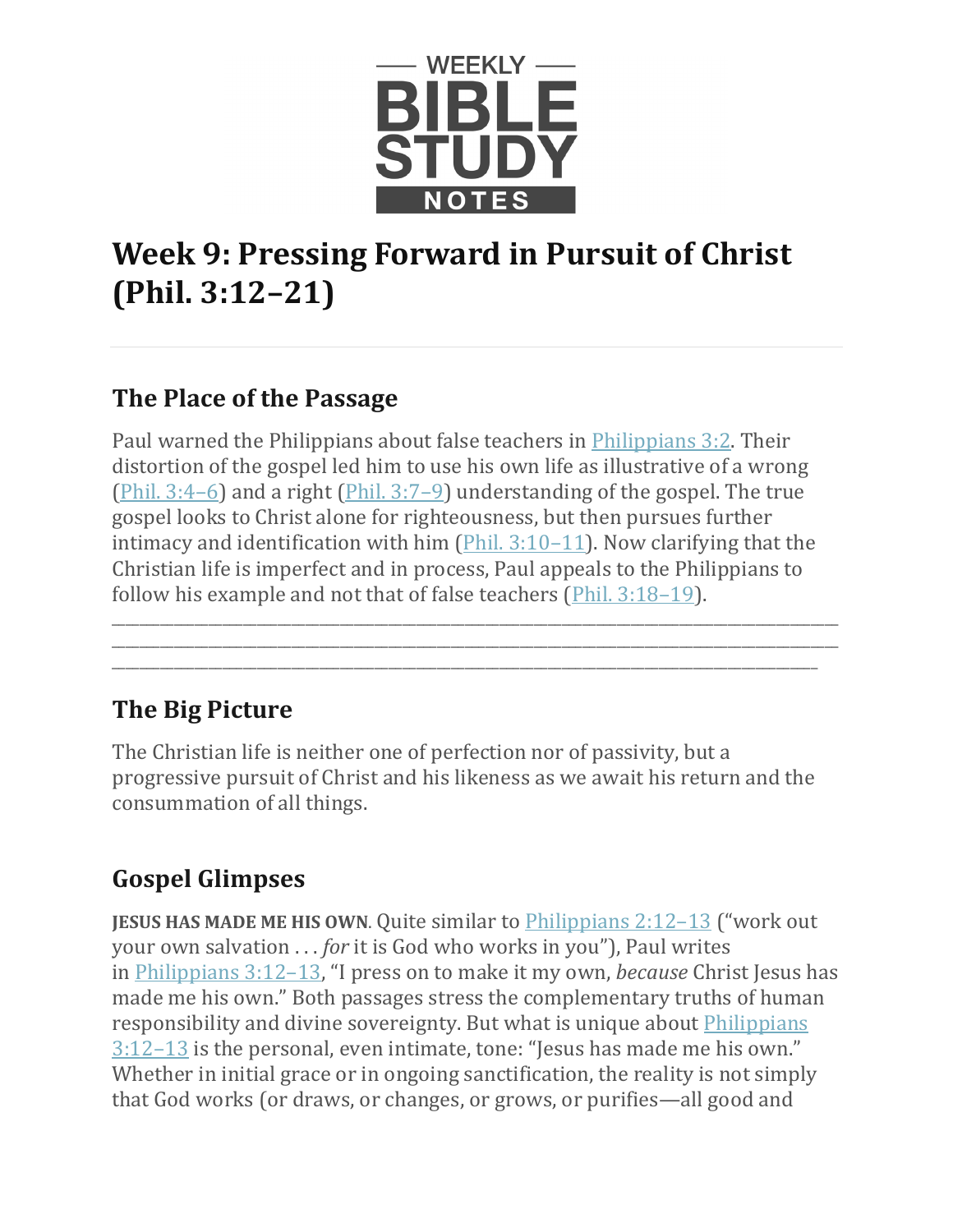WEEKLY BIBLE STUDY NOTES

# Week 9: Pressing Forward in Pursuit of Christ (Phil. 3:12–21)

## The Place of the Passage

Paul warned the Philippians about false teachers in Philippians 3:2. Their distortion of the gospel led him to use his own life as illustrative of a wrong (Phil. 3:4–6) and a right (Phil. 3:7–9) understanding of the gospel. The true gospel looks to Christ alone for righteousness, but then pursues further intimacy and identification with him (Phil. 3:10–11). Now clarifying that the Christian life is imperfect and in process, Paul appeals to the Philippians to follow his example and not that of false teachers (Phil. 3:18–19).

________________________________________________________________________________
________________________________________________________________________________
________________________________________________________________________________

## The Big Picture

The Christian life is neither one of perfection nor of passivity, but a progressive pursuit of Christ and his likeness as we await his return and the consummation of all things.

## Gospel Glimpses

**JESUS HAS MADE ME HIS OWN**. Quite similar to Philippians 2:12–13 ("work out your own salvation . . . *for* it is God who works in you"), Paul writes in Philippians 3:12–13, "I press on to make it my own, *because* Christ Jesus has made me his own." Both passages stress the complementary truths of human responsibility and divine sovereignty. But what is unique about Philippians 3:12–13 is the personal, even intimate, tone: "Jesus has made me his own." Whether in initial grace or in ongoing sanctification, the reality is not simply that God works (or draws, or changes, or grows, or purifies—all good and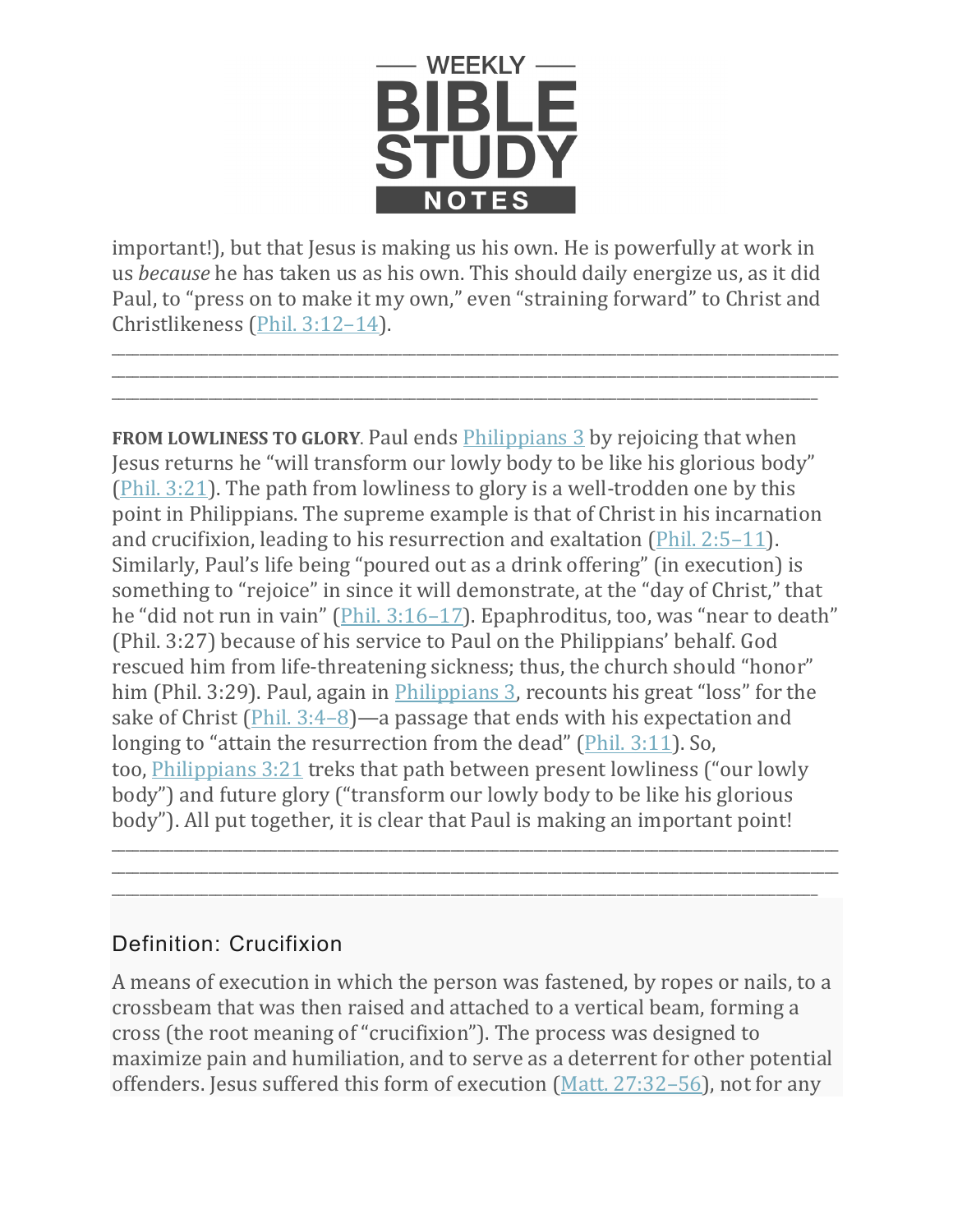important!), but that Jesus is making us his own. He is powerfully at work in us *because* he has taken us as his own. This should daily energize us, as it did Paul, to "press on to make it my own," even "straining forward" to Christ and Christlikeness (Phil. 3:12–14).

\_\_\_\_\_\_\_\_\_\_\_\_\_\_\_\_\_\_\_\_\_\_\_\_\_\_\_\_\_\_\_\_\_\_\_\_\_\_\_\_\_\_\_\_\_\_\_\_\_\_\_\_\_\_\_\_\_\_\_\_\_\_\_\_\_\_\_\_\_\_\_\_\_\_\_\_\_\_
\_\_\_\_\_\_\_\_\_\_\_\_\_\_\_\_\_\_\_\_\_\_\_\_\_\_\_\_\_\_\_\_\_\_\_\_\_\_\_\_\_\_\_\_\_\_\_\_\_\_\_\_\_\_\_\_\_\_\_\_\_\_\_\_\_\_\_\_\_\_\_\_\_\_\_\_\_\_
\_\_\_\_\_\_\_\_\_\_\_\_\_\_\_\_\_\_\_\_\_\_\_\_\_\_\_\_\_\_\_\_\_\_\_\_\_\_\_\_\_\_\_\_\_\_\_\_\_\_\_\_\_\_\_\_\_\_\_\_\_\_\_\_\_\_\_\_\_\_\_\_\_\_\_\_\_

**FROM LOWLINESS TO GLORY**. Paul ends Philippians 3 by rejoicing that when Jesus returns he "will transform our lowly body to be like his glorious body" (Phil. 3:21). The path from lowliness to glory is a well-trodden one by this point in Philippians. The supreme example is that of Christ in his incarnation and crucifixion, leading to his resurrection and exaltation (Phil. 2:5–11). Similarly, Paul's life being "poured out as a drink offering" (in execution) is something to "rejoice" in since it will demonstrate, at the "day of Christ," that he "did not run in vain" (Phil. 3:16–17). Epaphroditus, too, was "near to death" (Phil. 3:27) because of his service to Paul on the Philippians' behalf. God rescued him from life-threatening sickness; thus, the church should "honor" him (Phil. 3:29). Paul, again in Philippians 3, recounts his great "loss" for the sake of Christ (Phil. 3:4–8)—a passage that ends with his expectation and longing to "attain the resurrection from the dead" (Phil. 3:11). So, too, Philippians 3:21 treks that path between present lowliness ("our lowly body") and future glory ("transform our lowly body to be like his glorious body"). All put together, it is clear that Paul is making an important point!

\_\_\_\_\_\_\_\_\_\_\_\_\_\_\_\_\_\_\_\_\_\_\_\_\_\_\_\_\_\_\_\_\_\_\_\_\_\_\_\_\_\_\_\_\_\_\_\_\_\_\_\_\_\_\_\_\_\_\_\_\_\_\_\_\_\_\_\_\_\_\_\_\_\_\_\_\_\_
\_\_\_\_\_\_\_\_\_\_\_\_\_\_\_\_\_\_\_\_\_\_\_\_\_\_\_\_\_\_\_\_\_\_\_\_\_\_\_\_\_\_\_\_\_\_\_\_\_\_\_\_\_\_\_\_\_\_\_\_\_\_\_\_\_\_\_\_\_\_\_\_\_\_\_\_\_\_
\_\_\_\_\_\_\_\_\_\_\_\_\_\_\_\_\_\_\_\_\_\_\_\_\_\_\_\_\_\_\_\_\_\_\_\_\_\_\_\_\_\_\_\_\_\_\_\_\_\_\_\_\_\_\_\_\_\_\_\_\_\_\_\_\_\_\_\_\_\_\_\_\_\_\_\_\_

## Definition: Crucifixion

A means of execution in which the person was fastened, by ropes or nails, to a crossbeam that was then raised and attached to a vertical beam, forming a cross (the root meaning of "crucifixion"). The process was designed to maximize pain and humiliation, and to serve as a deterrent for other potential offenders. Jesus suffered this form of execution (Matt. 27:32–56), not for any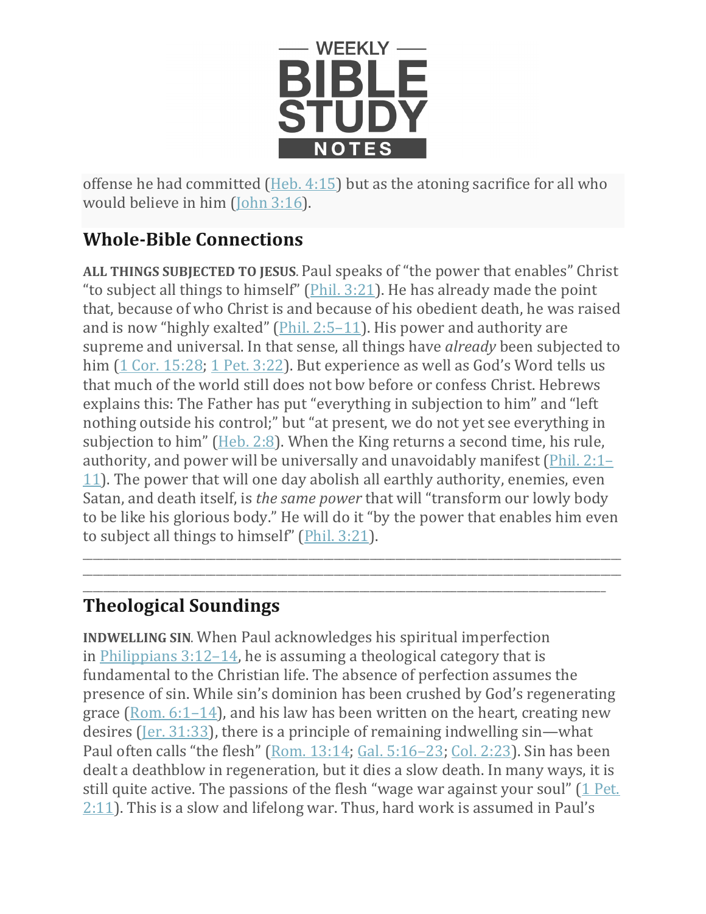offense he had committed (Heb. 4:15) but as the atoning sacrifice for all who would believe in him (John 3:16).

## Whole-Bible Connections

**ALL THINGS SUBJECTED TO JESUS**. Paul speaks of "the power that enables" Christ "to subject all things to himself" (Phil. 3:21). He has already made the point that, because of who Christ is and because of his obedient death, he was raised and is now "highly exalted" (Phil. 2:5–11). His power and authority are supreme and universal. In that sense, all things have *already* been subjected to him (1 Cor. 15:28; 1 Pet. 3:22). But experience as well as God's Word tells us that much of the world still does not bow before or confess Christ. Hebrews explains this: The Father has put "everything in subjection to him" and "left nothing outside his control;" but "at present, we do not yet see everything in subjection to him" (Heb. 2:8). When the King returns a second time, his rule, authority, and power will be universally and unavoidably manifest (Phil. 2:1–11). The power that will one day abolish all earthly authority, enemies, even Satan, and death itself, is *the same power* that will "transform our lowly body to be like his glorious body." He will do it "by the power that enables him even to subject all things to himself" (Phil. 3:21).

________________________________________________________________________________
________________________________________________________________________________
________________________________________________________________________________

## Theological Soundings

**INDWELLING SIN**. When Paul acknowledges his spiritual imperfection in Philippians 3:12–14, he is assuming a theological category that is fundamental to the Christian life. The absence of perfection assumes the presence of sin. While sin's dominion has been crushed by God's regenerating grace (Rom. 6:1–14), and his law has been written on the heart, creating new desires (Jer. 31:33), there is a principle of remaining indwelling sin—what Paul often calls "the flesh" (Rom. 13:14; Gal. 5:16–23; Col. 2:23). Sin has been dealt a deathblow in regeneration, but it dies a slow death. In many ways, it is still quite active. The passions of the flesh "wage war against your soul" (1 Pet. 2:11). This is a slow and lifelong war. Thus, hard work is assumed in Paul's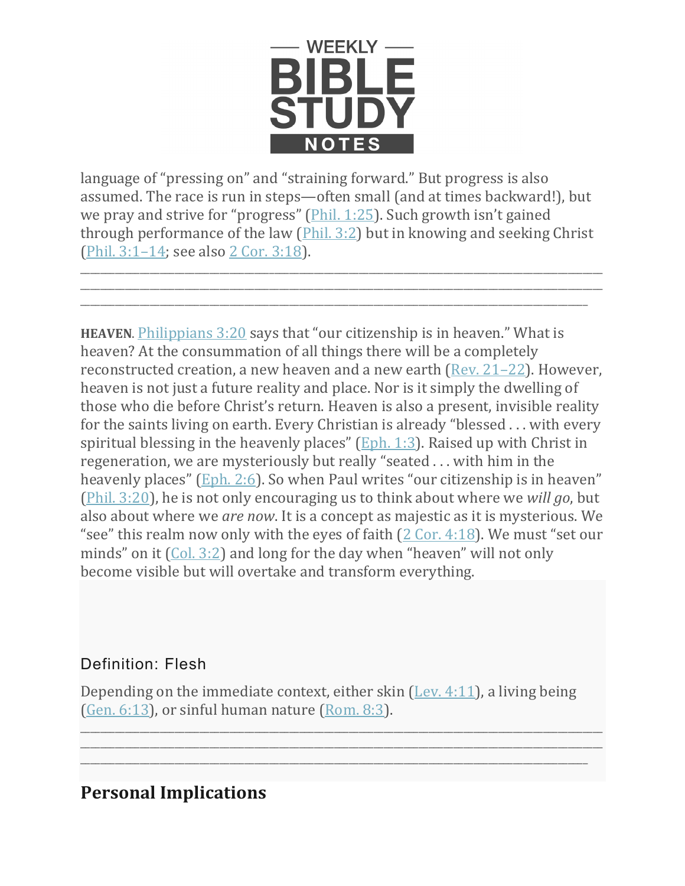language of "pressing on" and "straining forward." But progress is also assumed. The race is run in steps—often small (and at times backward!), but we pray and strive for "progress" (Phil. 1:25). Such growth isn't gained through performance of the law (Phil. 3:2) but in knowing and seeking Christ (Phil. 3:1–14; see also 2 Cor. 3:18).

_______________________________________________________________________________
_______________________________________________________________________________
_______________________________________________________________________________

**HEAVEN**. Philippians 3:20 says that "our citizenship is in heaven." What is heaven? At the consummation of all things there will be a completely reconstructed creation, a new heaven and a new earth (Rev. 21–22). However, heaven is not just a future reality and place. Nor is it simply the dwelling of those who die before Christ's return. Heaven is also a present, invisible reality for the saints living on earth. Every Christian is already "blessed . . . with every spiritual blessing in the heavenly places" (Eph. 1:3). Raised up with Christ in regeneration, we are mysteriously but really "seated . . . with him in the heavenly places" (Eph. 2:6). So when Paul writes "our citizenship is in heaven" (Phil. 3:20), he is not only encouraging us to think about where we *will go*, but also about where we *are now*. It is a concept as majestic as it is mysterious. We "see" this realm now only with the eyes of faith (2 Cor. 4:18). We must "set our minds" on it (Col. 3:2) and long for the day when "heaven" will not only become visible but will overtake and transform everything.

Definition: Flesh

Depending on the immediate context, either skin (Lev. 4:11), a living being (Gen. 6:13), or sinful human nature (Rom. 8:3).

_______________________________________________________________________________
_______________________________________________________________________________
_______________________________________________________________________________

## Personal Implications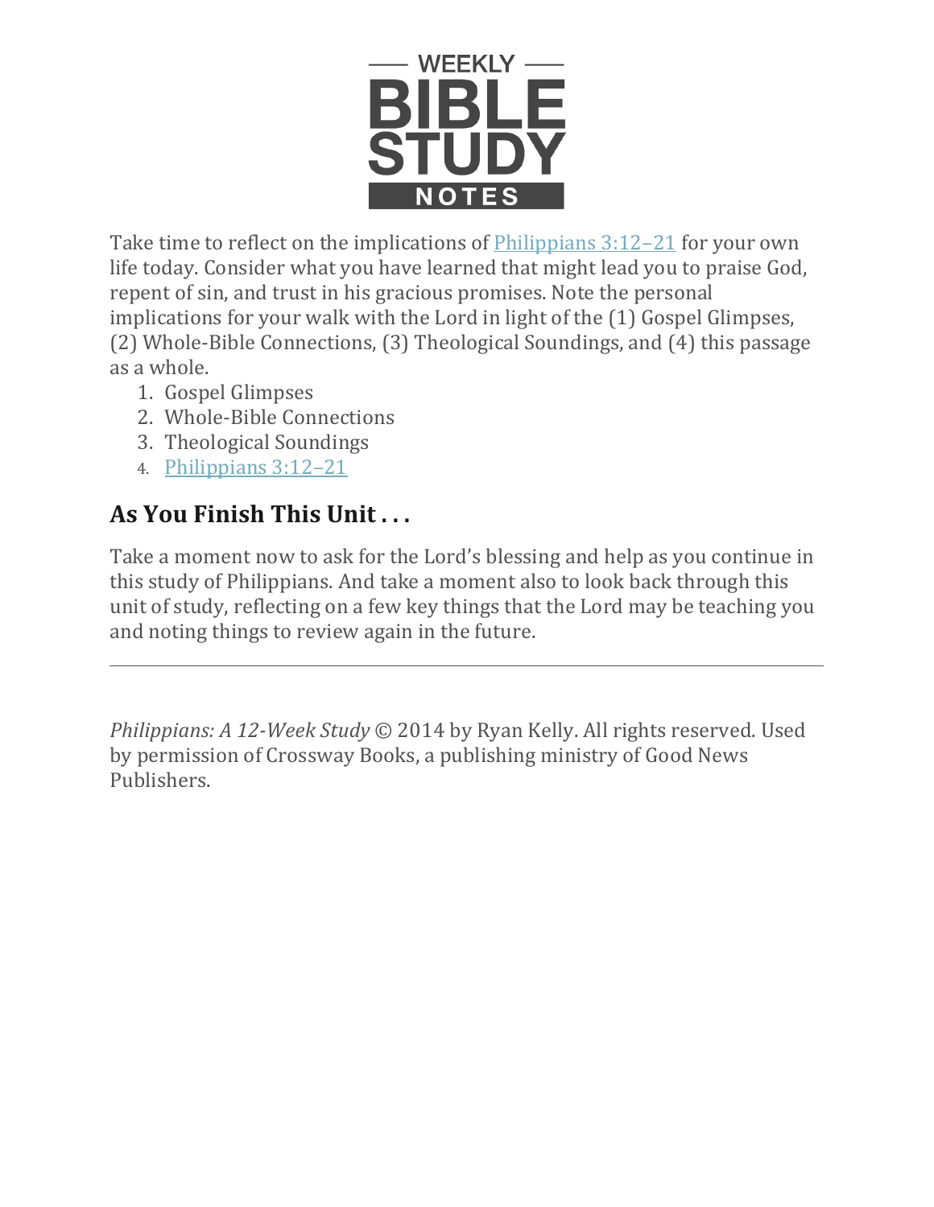WEEKLY BIBLE STUDY NOTES

Take time to reflect on the implications of Philippians 3:12–21 for your own life today. Consider what you have learned that might lead you to praise God, repent of sin, and trust in his gracious promises. Note the personal implications for your walk with the Lord in light of the (1) Gospel Glimpses, (2) Whole-Bible Connections, (3) Theological Soundings, and (4) this passage as a whole.

1. Gospel Glimpses
2. Whole-Bible Connections
3. Theological Soundings
4. Philippians 3:12–21

## As You Finish This Unit . . .

Take a moment now to ask for the Lord's blessing and help as you continue in this study of Philippians. And take a moment also to look back through this unit of study, reflecting on a few key things that the Lord may be teaching you and noting things to review again in the future.

---

*Philippians: A 12-Week Study* © 2014 by Ryan Kelly. All rights reserved. Used by permission of Crossway Books, a publishing ministry of Good News Publishers.